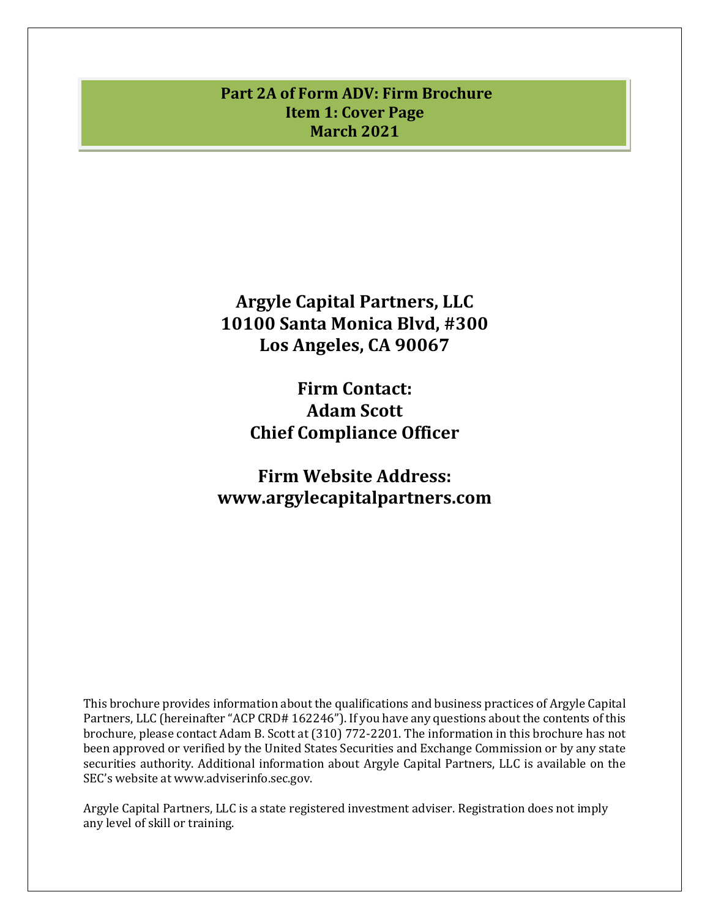# Part 2A of Form ADV: Firm Brochure
## Item 1: Cover Page
## March 2021

**Argyle Capital Partners, LLC**
**10100 Santa Monica Blvd, #300**
**Los Angeles, CA 90067**

**Firm Contact:**
**Adam Scott**
**Chief Compliance Officer**

**Firm Website Address:**
**www.argylecapitalpartners.com**

This brochure provides information about the qualifications and business practices of Argyle Capital Partners, LLC (hereinafter "ACP CRD# 162246"). If you have any questions about the contents of this brochure, please contact Adam B. Scott at (310) 772-2201. The information in this brochure has not been approved or verified by the United States Securities and Exchange Commission or by any state securities authority. Additional information about Argyle Capital Partners, LLC is available on the SEC's website at www.adviserinfo.sec.gov.

Argyle Capital Partners, LLC is a state registered investment adviser. Registration does not imply any level of skill or training.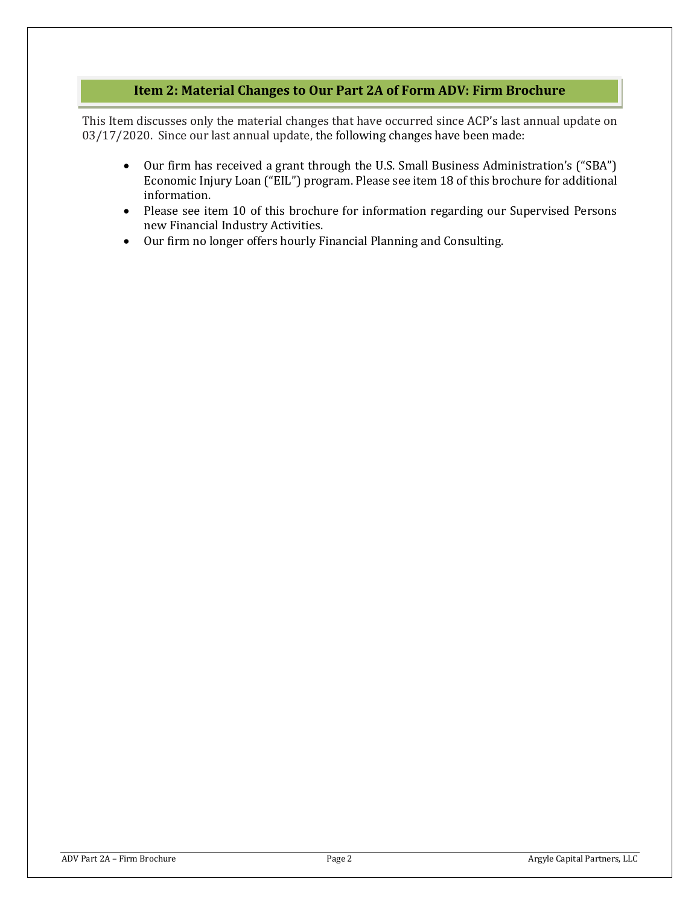## Item 2: Material Changes to Our Part 2A of Form ADV: Firm Brochure

This Item discusses only the material changes that have occurred since ACP's last annual update on 03/17/2020. Since our last annual update, the following changes have been made:

- Our firm has received a grant through the U.S. Small Business Administration's ("SBA") Economic Injury Loan ("EIL") program. Please see item 18 of this brochure for additional information.
- Please see item 10 of this brochure for information regarding our Supervised Persons new Financial Industry Activities.
- Our firm no longer offers hourly Financial Planning and Consulting.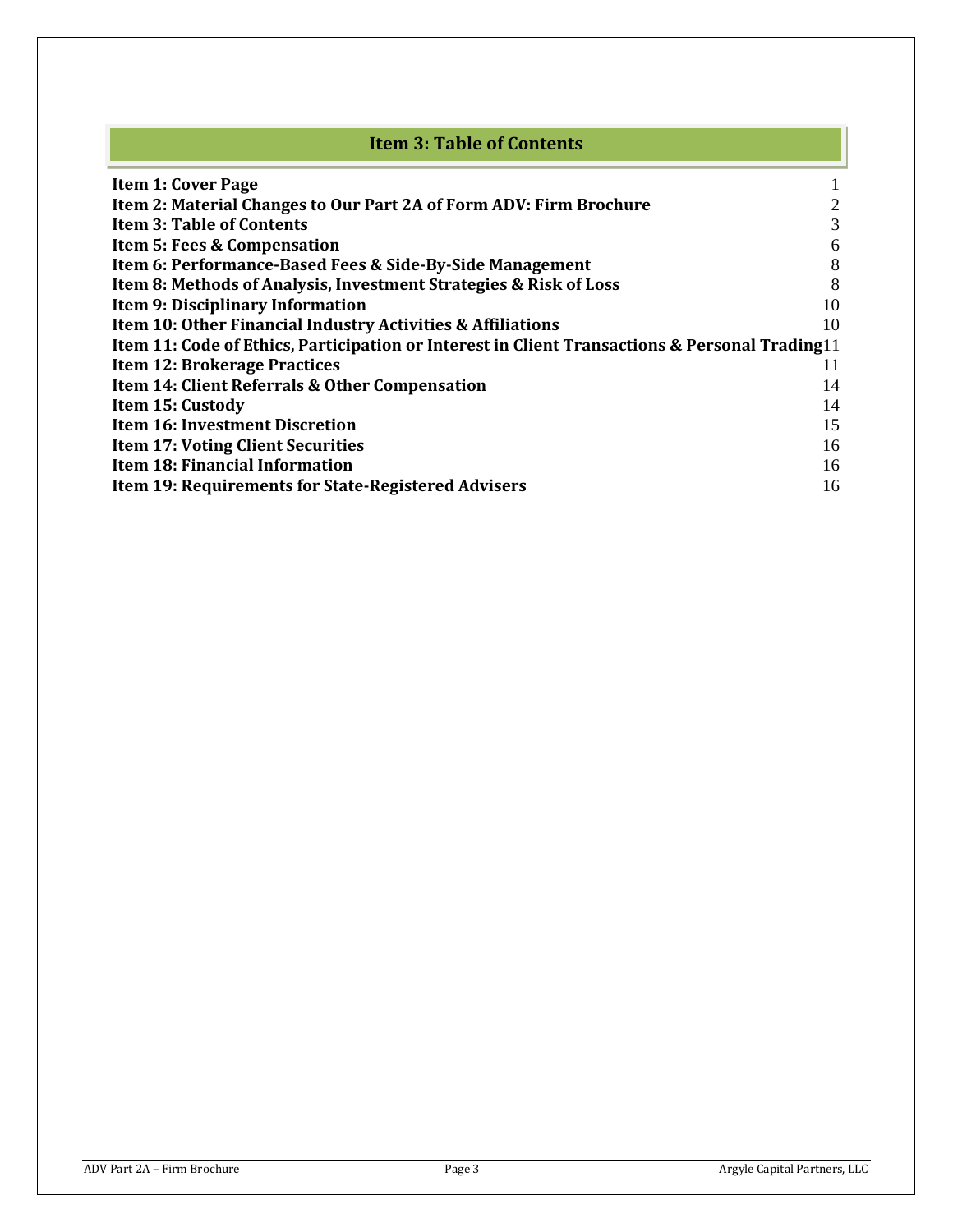## Item 3: Table of Contents

| | |
|---|---|
| **Item 1: Cover Page** | 1 |
| **Item 2: Material Changes to Our Part 2A of Form ADV: Firm Brochure** | 2 |
| **Item 3: Table of Contents** | 3 |
| **Item 5: Fees & Compensation** | 6 |
| **Item 6: Performance-Based Fees & Side-By-Side Management** | 8 |
| **Item 8: Methods of Analysis, Investment Strategies & Risk of Loss** | 8 |
| **Item 9: Disciplinary Information** | 10 |
| **Item 10: Other Financial Industry Activities & Affiliations** | 10 |
| **Item 11: Code of Ethics, Participation or Interest in Client Transactions & Personal Trading** | 11 |
| **Item 12: Brokerage Practices** | 11 |
| **Item 14: Client Referrals & Other Compensation** | 14 |
| **Item 15: Custody** | 14 |
| **Item 16: Investment Discretion** | 15 |
| **Item 17: Voting Client Securities** | 16 |
| **Item 18: Financial Information** | 16 |
| **Item 19: Requirements for State-Registered Advisers** | 16 |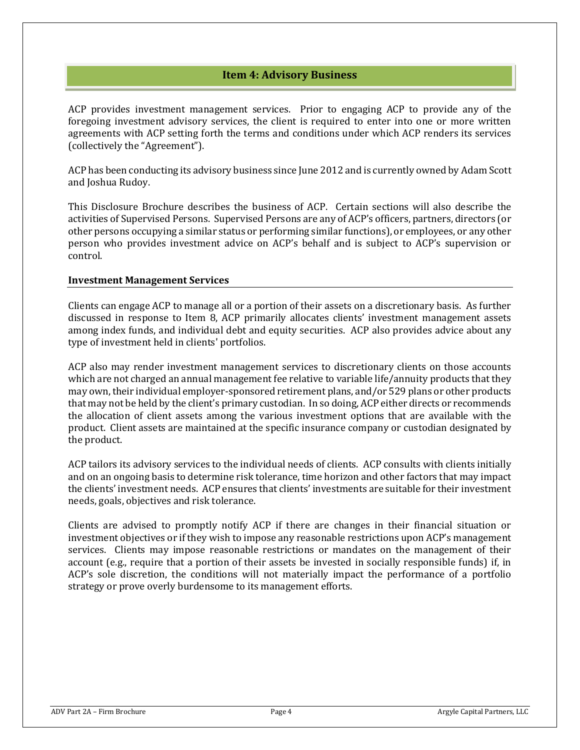## Item 4: Advisory Business

ACP provides investment management services. Prior to engaging ACP to provide any of the foregoing investment advisory services, the client is required to enter into one or more written agreements with ACP setting forth the terms and conditions under which ACP renders its services (collectively the "Agreement").

ACP has been conducting its advisory business since June 2012 and is currently owned by Adam Scott and Joshua Rudoy.

This Disclosure Brochure describes the business of ACP. Certain sections will also describe the activities of Supervised Persons. Supervised Persons are any of ACP's officers, partners, directors (or other persons occupying a similar status or performing similar functions), or employees, or any other person who provides investment advice on ACP's behalf and is subject to ACP's supervision or control.

### Investment Management Services

Clients can engage ACP to manage all or a portion of their assets on a discretionary basis. As further discussed in response to Item 8, ACP primarily allocates clients' investment management assets among index funds, and individual debt and equity securities. ACP also provides advice about any type of investment held in clients' portfolios.

ACP also may render investment management services to discretionary clients on those accounts which are not charged an annual management fee relative to variable life/annuity products that they may own, their individual employer-sponsored retirement plans, and/or 529 plans or other products that may not be held by the client's primary custodian. In so doing, ACP either directs or recommends the allocation of client assets among the various investment options that are available with the product. Client assets are maintained at the specific insurance company or custodian designated by the product.

ACP tailors its advisory services to the individual needs of clients. ACP consults with clients initially and on an ongoing basis to determine risk tolerance, time horizon and other factors that may impact the clients' investment needs. ACP ensures that clients' investments are suitable for their investment needs, goals, objectives and risk tolerance.

Clients are advised to promptly notify ACP if there are changes in their financial situation or investment objectives or if they wish to impose any reasonable restrictions upon ACP's management services. Clients may impose reasonable restrictions or mandates on the management of their account (e.g., require that a portion of their assets be invested in socially responsible funds) if, in ACP's sole discretion, the conditions will not materially impact the performance of a portfolio strategy or prove overly burdensome to its management efforts.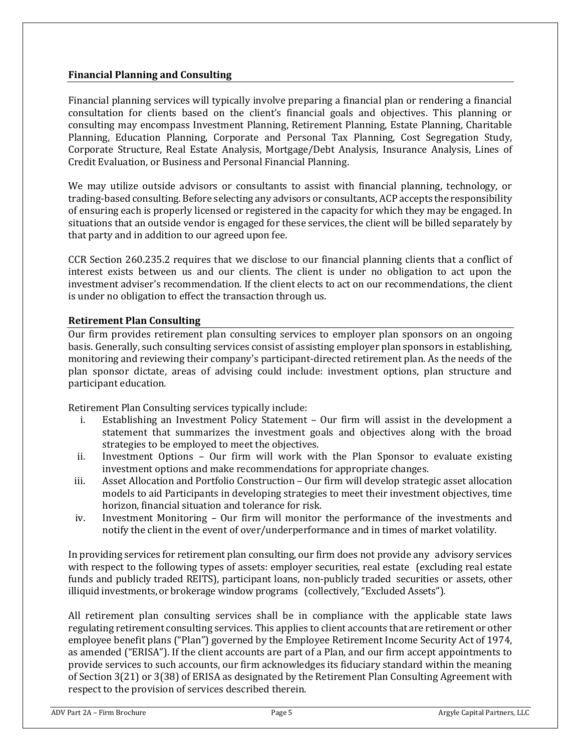## Financial Planning and Consulting

Financial planning services will typically involve preparing a financial plan or rendering a financial consultation for clients based on the client's financial goals and objectives. This planning or consulting may encompass Investment Planning, Retirement Planning, Estate Planning, Charitable Planning, Education Planning, Corporate and Personal Tax Planning, Cost Segregation Study, Corporate Structure, Real Estate Analysis, Mortgage/Debt Analysis, Insurance Analysis, Lines of Credit Evaluation, or Business and Personal Financial Planning.

We may utilize outside advisors or consultants to assist with financial planning, technology, or trading-based consulting. Before selecting any advisors or consultants, ACP accepts the responsibility of ensuring each is properly licensed or registered in the capacity for which they may be engaged. In situations that an outside vendor is engaged for these services, the client will be billed separately by that party and in addition to our agreed upon fee.

CCR Section 260.235.2 requires that we disclose to our financial planning clients that a conflict of interest exists between us and our clients. The client is under no obligation to act upon the investment adviser's recommendation. If the client elects to act on our recommendations, the client is under no obligation to effect the transaction through us.

## Retirement Plan Consulting

Our firm provides retirement plan consulting services to employer plan sponsors on an ongoing basis. Generally, such consulting services consist of assisting employer plan sponsors in establishing, monitoring and reviewing their company's participant-directed retirement plan. As the needs of the plan sponsor dictate, areas of advising could include: investment options, plan structure and participant education.

Retirement Plan Consulting services typically include:

i. Establishing an Investment Policy Statement – Our firm will assist in the development a statement that summarizes the investment goals and objectives along with the broad strategies to be employed to meet the objectives.
ii. Investment Options – Our firm will work with the Plan Sponsor to evaluate existing investment options and make recommendations for appropriate changes.
iii. Asset Allocation and Portfolio Construction – Our firm will develop strategic asset allocation models to aid Participants in developing strategies to meet their investment objectives, time horizon, financial situation and tolerance for risk.
iv. Investment Monitoring – Our firm will monitor the performance of the investments and notify the client in the event of over/underperformance and in times of market volatility.

In providing services for retirement plan consulting, our firm does not provide any advisory services with respect to the following types of assets: employer securities, real estate (excluding real estate funds and publicly traded REITS), participant loans, non-publicly traded securities or assets, other illiquid investments, or brokerage window programs (collectively, "Excluded Assets").

All retirement plan consulting services shall be in compliance with the applicable state laws regulating retirement consulting services. This applies to client accounts that are retirement or other employee benefit plans ("Plan") governed by the Employee Retirement Income Security Act of 1974, as amended ("ERISA"). If the client accounts are part of a Plan, and our firm accept appointments to provide services to such accounts, our firm acknowledges its fiduciary standard within the meaning of Section 3(21) or 3(38) of ERISA as designated by the Retirement Plan Consulting Agreement with respect to the provision of services described therein.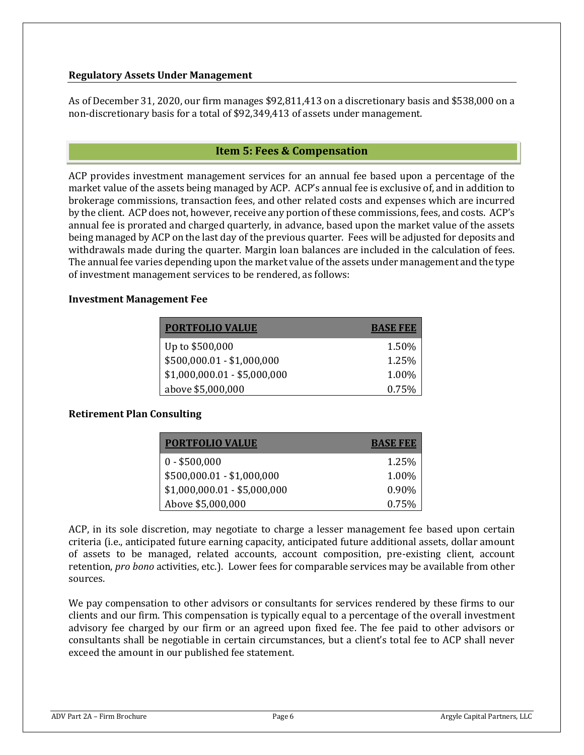### Regulatory Assets Under Management

As of December 31, 2020, our firm manages $92,811,413 on a discretionary basis and $538,000 on a non-discretionary basis for a total of $92,349,413 of assets under management.

## Item 5: Fees & Compensation

ACP provides investment management services for an annual fee based upon a percentage of the market value of the assets being managed by ACP. ACP's annual fee is exclusive of, and in addition to brokerage commissions, transaction fees, and other related costs and expenses which are incurred by the client. ACP does not, however, receive any portion of these commissions, fees, and costs. ACP's annual fee is prorated and charged quarterly, in advance, based upon the market value of the assets being managed by ACP on the last day of the previous quarter. Fees will be adjusted for deposits and withdrawals made during the quarter. Margin loan balances are included in the calculation of fees. The annual fee varies depending upon the market value of the assets under management and the type of investment management services to be rendered, as follows:

### Investment Management Fee

| PORTFOLIO VALUE | BASE FEE |
|---|---|
| Up to $500,000 | 1.50% |
| $500,000.01 - $1,000,000 | 1.25% |
| $1,000,000.01 - $5,000,000 | 1.00% |
| above $5,000,000 | 0.75% |

### Retirement Plan Consulting

| PORTFOLIO VALUE | BASE FEE |
|---|---|
| 0 - $500,000 | 1.25% |
| $500,000.01 - $1,000,000 | 1.00% |
| $1,000,000.01 - $5,000,000 | 0.90% |
| Above $5,000,000 | 0.75% |

ACP, in its sole discretion, may negotiate to charge a lesser management fee based upon certain criteria (i.e., anticipated future earning capacity, anticipated future additional assets, dollar amount of assets to be managed, related accounts, account composition, pre-existing client, account retention, *pro bono* activities, etc.). Lower fees for comparable services may be available from other sources.

We pay compensation to other advisors or consultants for services rendered by these firms to our clients and our firm. This compensation is typically equal to a percentage of the overall investment advisory fee charged by our firm or an agreed upon fixed fee. The fee paid to other advisors or consultants shall be negotiable in certain circumstances, but a client's total fee to ACP shall never exceed the amount in our published fee statement.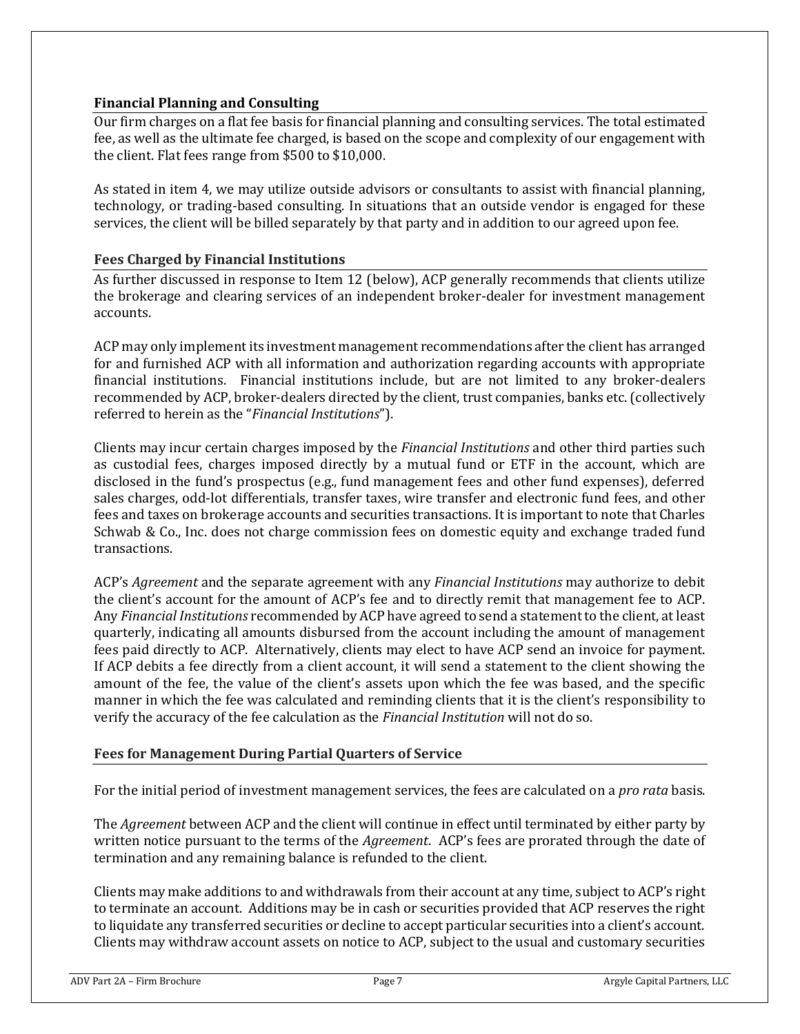### Financial Planning and Consulting

Our firm charges on a flat fee basis for financial planning and consulting services. The total estimated fee, as well as the ultimate fee charged, is based on the scope and complexity of our engagement with the client. Flat fees range from $500 to $10,000.

As stated in item 4, we may utilize outside advisors or consultants to assist with financial planning, technology, or trading-based consulting. In situations that an outside vendor is engaged for these services, the client will be billed separately by that party and in addition to our agreed upon fee.

### Fees Charged by Financial Institutions

As further discussed in response to Item 12 (below), ACP generally recommends that clients utilize the brokerage and clearing services of an independent broker-dealer for investment management accounts.

ACP may only implement its investment management recommendations after the client has arranged for and furnished ACP with all information and authorization regarding accounts with appropriate financial institutions. Financial institutions include, but are not limited to any broker-dealers recommended by ACP, broker-dealers directed by the client, trust companies, banks etc. (collectively referred to herein as the "*Financial Institutions*").

Clients may incur certain charges imposed by the *Financial Institutions* and other third parties such as custodial fees, charges imposed directly by a mutual fund or ETF in the account, which are disclosed in the fund's prospectus (e.g., fund management fees and other fund expenses), deferred sales charges, odd-lot differentials, transfer taxes, wire transfer and electronic fund fees, and other fees and taxes on brokerage accounts and securities transactions. It is important to note that Charles Schwab & Co., Inc. does not charge commission fees on domestic equity and exchange traded fund transactions.

ACP's *Agreement* and the separate agreement with any *Financial Institutions* may authorize to debit the client's account for the amount of ACP's fee and to directly remit that management fee to ACP. Any *Financial Institutions* recommended by ACP have agreed to send a statement to the client, at least quarterly, indicating all amounts disbursed from the account including the amount of management fees paid directly to ACP. Alternatively, clients may elect to have ACP send an invoice for payment. If ACP debits a fee directly from a client account, it will send a statement to the client showing the amount of the fee, the value of the client's assets upon which the fee was based, and the specific manner in which the fee was calculated and reminding clients that it is the client's responsibility to verify the accuracy of the fee calculation as the *Financial Institution* will not do so.

### Fees for Management During Partial Quarters of Service

For the initial period of investment management services, the fees are calculated on a *pro rata* basis.

The *Agreement* between ACP and the client will continue in effect until terminated by either party by written notice pursuant to the terms of the *Agreement*. ACP's fees are prorated through the date of termination and any remaining balance is refunded to the client.

Clients may make additions to and withdrawals from their account at any time, subject to ACP's right to terminate an account. Additions may be in cash or securities provided that ACP reserves the right to liquidate any transferred securities or decline to accept particular securities into a client's account. Clients may withdraw account assets on notice to ACP, subject to the usual and customary securities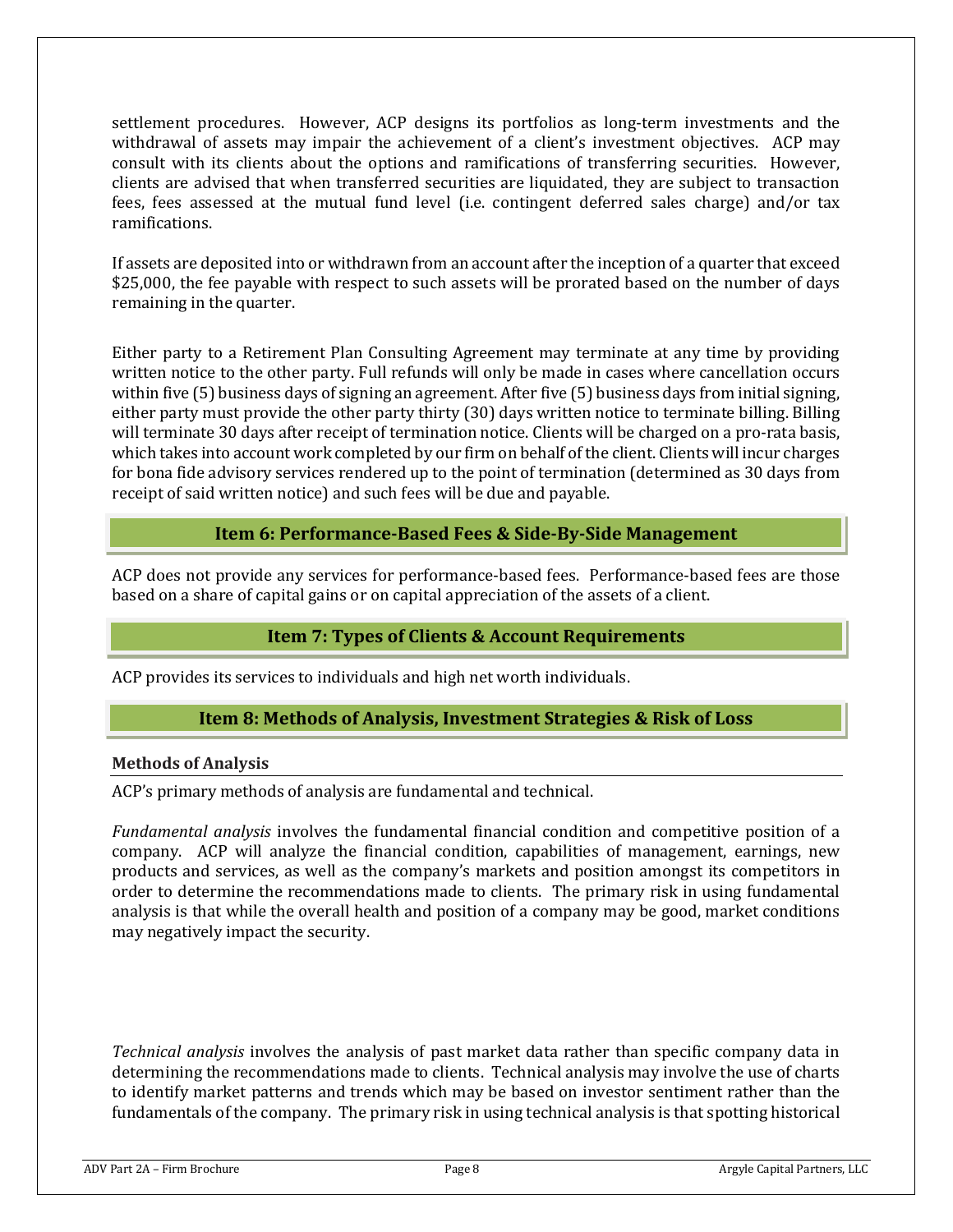settlement procedures. However, ACP designs its portfolios as long-term investments and the withdrawal of assets may impair the achievement of a client's investment objectives. ACP may consult with its clients about the options and ramifications of transferring securities. However, clients are advised that when transferred securities are liquidated, they are subject to transaction fees, fees assessed at the mutual fund level (i.e. contingent deferred sales charge) and/or tax ramifications.

If assets are deposited into or withdrawn from an account after the inception of a quarter that exceed \$25,000, the fee payable with respect to such assets will be prorated based on the number of days remaining in the quarter.

Either party to a Retirement Plan Consulting Agreement may terminate at any time by providing written notice to the other party. Full refunds will only be made in cases where cancellation occurs within five (5) business days of signing an agreement. After five (5) business days from initial signing, either party must provide the other party thirty (30) days written notice to terminate billing. Billing will terminate 30 days after receipt of termination notice. Clients will be charged on a pro-rata basis, which takes into account work completed by our firm on behalf of the client. Clients will incur charges for bona fide advisory services rendered up to the point of termination (determined as 30 days from receipt of said written notice) and such fees will be due and payable.

## Item 6: Performance-Based Fees & Side-By-Side Management

ACP does not provide any services for performance-based fees. Performance-based fees are those based on a share of capital gains or on capital appreciation of the assets of a client.

## Item 7: Types of Clients & Account Requirements

ACP provides its services to individuals and high net worth individuals.

## Item 8: Methods of Analysis, Investment Strategies & Risk of Loss

### Methods of Analysis

ACP's primary methods of analysis are fundamental and technical.

*Fundamental analysis* involves the fundamental financial condition and competitive position of a company. ACP will analyze the financial condition, capabilities of management, earnings, new products and services, as well as the company's markets and position amongst its competitors in order to determine the recommendations made to clients. The primary risk in using fundamental analysis is that while the overall health and position of a company may be good, market conditions may negatively impact the security.

*Technical analysis* involves the analysis of past market data rather than specific company data in determining the recommendations made to clients. Technical analysis may involve the use of charts to identify market patterns and trends which may be based on investor sentiment rather than the fundamentals of the company. The primary risk in using technical analysis is that spotting historical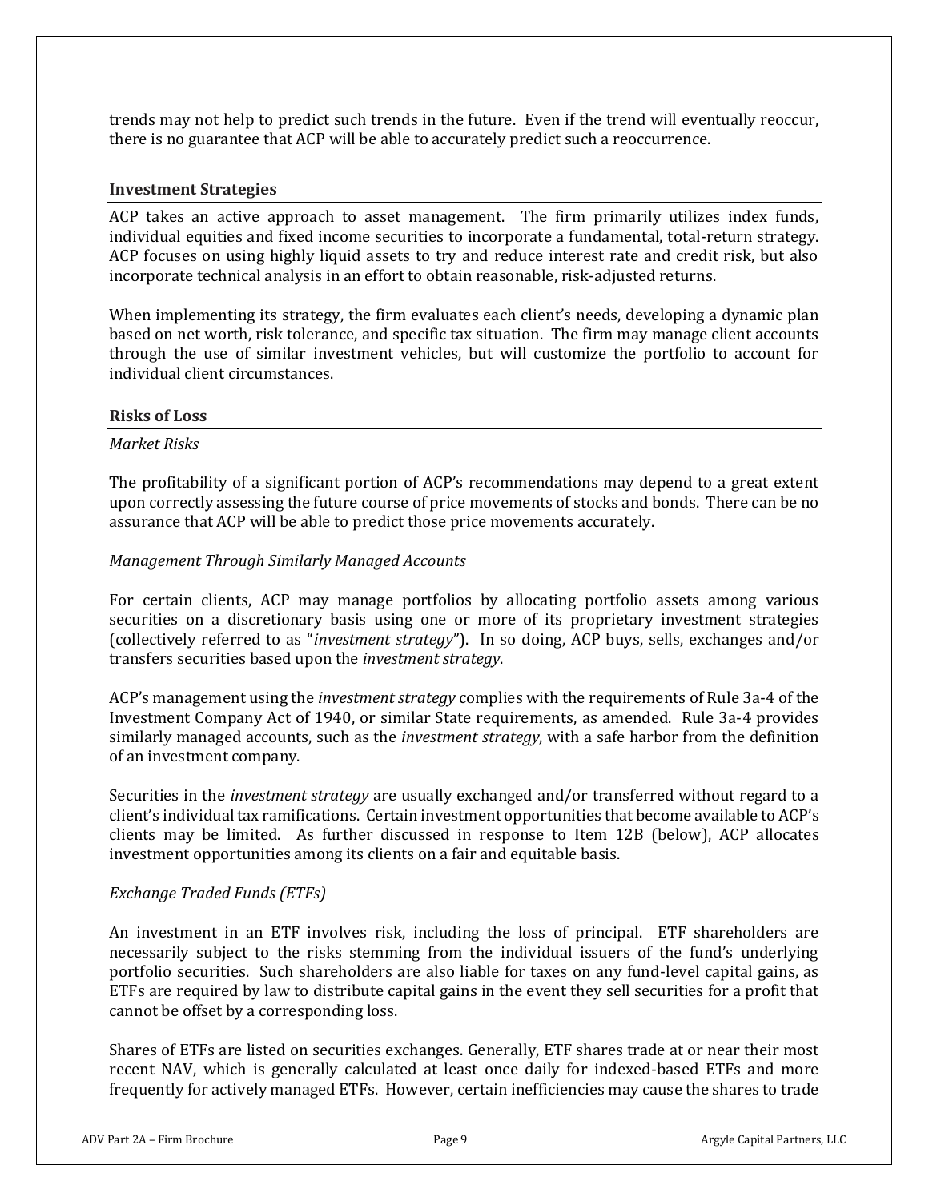trends may not help to predict such trends in the future. Even if the trend will eventually reoccur, there is no guarantee that ACP will be able to accurately predict such a reoccurrence.

### Investment Strategies

ACP takes an active approach to asset management. The firm primarily utilizes index funds, individual equities and fixed income securities to incorporate a fundamental, total-return strategy. ACP focuses on using highly liquid assets to try and reduce interest rate and credit risk, but also incorporate technical analysis in an effort to obtain reasonable, risk-adjusted returns.

When implementing its strategy, the firm evaluates each client's needs, developing a dynamic plan based on net worth, risk tolerance, and specific tax situation. The firm may manage client accounts through the use of similar investment vehicles, but will customize the portfolio to account for individual client circumstances.

### Risks of Loss

*Market Risks*

The profitability of a significant portion of ACP's recommendations may depend to a great extent upon correctly assessing the future course of price movements of stocks and bonds. There can be no assurance that ACP will be able to predict those price movements accurately.

*Management Through Similarly Managed Accounts*

For certain clients, ACP may manage portfolios by allocating portfolio assets among various securities on a discretionary basis using one or more of its proprietary investment strategies (collectively referred to as "*investment strategy*"). In so doing, ACP buys, sells, exchanges and/or transfers securities based upon the *investment strategy*.

ACP's management using the *investment strategy* complies with the requirements of Rule 3a-4 of the Investment Company Act of 1940, or similar State requirements, as amended. Rule 3a-4 provides similarly managed accounts, such as the *investment strategy*, with a safe harbor from the definition of an investment company.

Securities in the *investment strategy* are usually exchanged and/or transferred without regard to a client's individual tax ramifications. Certain investment opportunities that become available to ACP's clients may be limited. As further discussed in response to Item 12B (below), ACP allocates investment opportunities among its clients on a fair and equitable basis.

*Exchange Traded Funds (ETFs)*

An investment in an ETF involves risk, including the loss of principal. ETF shareholders are necessarily subject to the risks stemming from the individual issuers of the fund's underlying portfolio securities. Such shareholders are also liable for taxes on any fund-level capital gains, as ETFs are required by law to distribute capital gains in the event they sell securities for a profit that cannot be offset by a corresponding loss.

Shares of ETFs are listed on securities exchanges. Generally, ETF shares trade at or near their most recent NAV, which is generally calculated at least once daily for indexed-based ETFs and more frequently for actively managed ETFs. However, certain inefficiencies may cause the shares to trade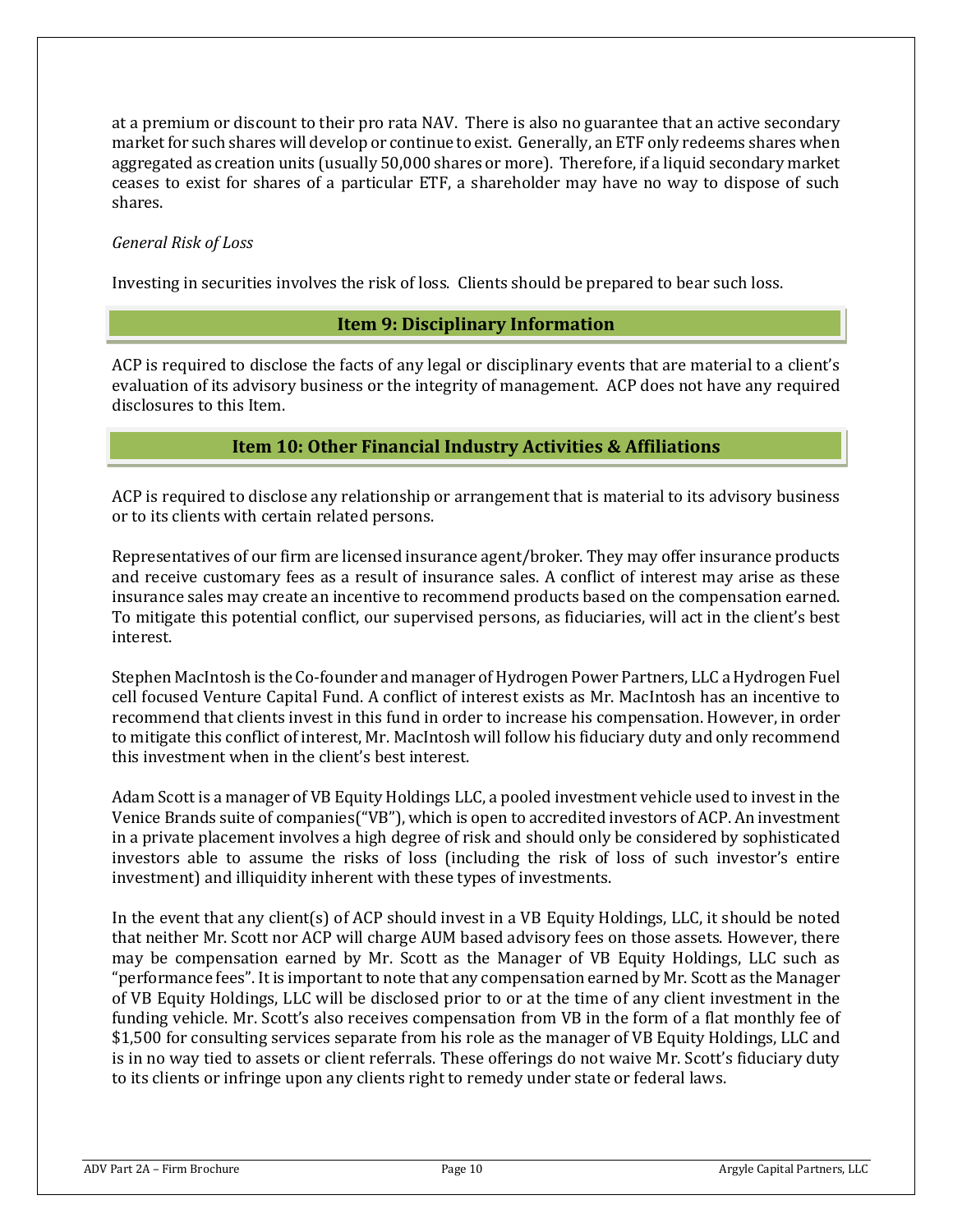at a premium or discount to their pro rata NAV. There is also no guarantee that an active secondary market for such shares will develop or continue to exist. Generally, an ETF only redeems shares when aggregated as creation units (usually 50,000 shares or more). Therefore, if a liquid secondary market ceases to exist for shares of a particular ETF, a shareholder may have no way to dispose of such shares.

*General Risk of Loss*

Investing in securities involves the risk of loss. Clients should be prepared to bear such loss.

## Item 9: Disciplinary Information

ACP is required to disclose the facts of any legal or disciplinary events that are material to a client's evaluation of its advisory business or the integrity of management. ACP does not have any required disclosures to this Item.

## Item 10: Other Financial Industry Activities & Affiliations

ACP is required to disclose any relationship or arrangement that is material to its advisory business or to its clients with certain related persons.

Representatives of our firm are licensed insurance agent/broker. They may offer insurance products and receive customary fees as a result of insurance sales. A conflict of interest may arise as these insurance sales may create an incentive to recommend products based on the compensation earned. To mitigate this potential conflict, our supervised persons, as fiduciaries, will act in the client's best interest.

Stephen MacIntosh is the Co-founder and manager of Hydrogen Power Partners, LLC a Hydrogen Fuel cell focused Venture Capital Fund. A conflict of interest exists as Mr. MacIntosh has an incentive to recommend that clients invest in this fund in order to increase his compensation. However, in order to mitigate this conflict of interest, Mr. MacIntosh will follow his fiduciary duty and only recommend this investment when in the client's best interest.

Adam Scott is a manager of VB Equity Holdings LLC, a pooled investment vehicle used to invest in the Venice Brands suite of companies("VB"), which is open to accredited investors of ACP. An investment in a private placement involves a high degree of risk and should only be considered by sophisticated investors able to assume the risks of loss (including the risk of loss of such investor's entire investment) and illiquidity inherent with these types of investments.

In the event that any client(s) of ACP should invest in a VB Equity Holdings, LLC, it should be noted that neither Mr. Scott nor ACP will charge AUM based advisory fees on those assets. However, there may be compensation earned by Mr. Scott as the Manager of VB Equity Holdings, LLC such as "performance fees". It is important to note that any compensation earned by Mr. Scott as the Manager of VB Equity Holdings, LLC will be disclosed prior to or at the time of any client investment in the funding vehicle. Mr. Scott's also receives compensation from VB in the form of a flat monthly fee of $1,500 for consulting services separate from his role as the manager of VB Equity Holdings, LLC and is in no way tied to assets or client referrals. These offerings do not waive Mr. Scott's fiduciary duty to its clients or infringe upon any clients right to remedy under state or federal laws.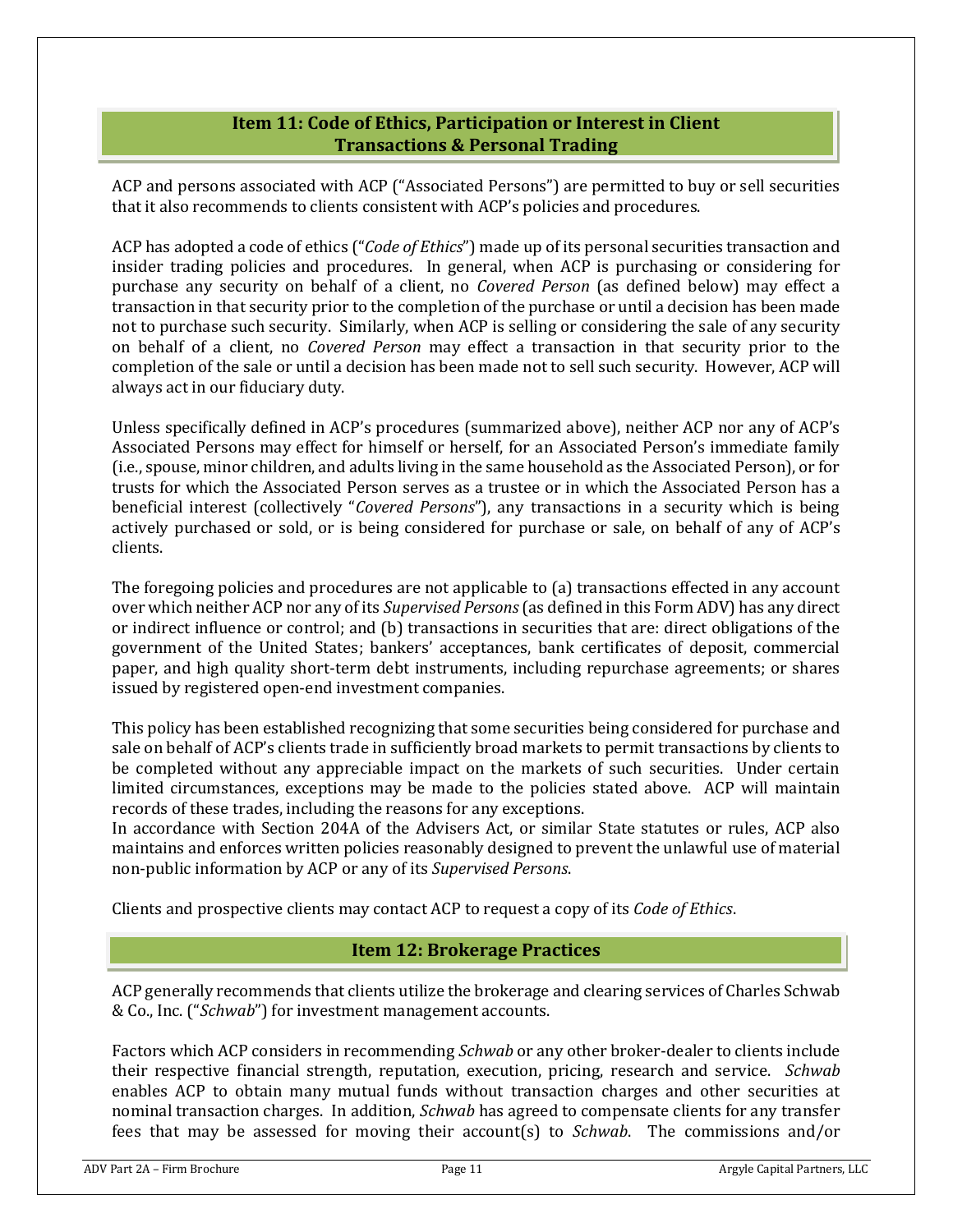## Item 11: Code of Ethics, Participation or Interest in Client Transactions & Personal Trading

ACP and persons associated with ACP ("Associated Persons") are permitted to buy or sell securities that it also recommends to clients consistent with ACP's policies and procedures.

ACP has adopted a code of ethics ("*Code of Ethics*") made up of its personal securities transaction and insider trading policies and procedures. In general, when ACP is purchasing or considering for purchase any security on behalf of a client, no *Covered Person* (as defined below) may effect a transaction in that security prior to the completion of the purchase or until a decision has been made not to purchase such security. Similarly, when ACP is selling or considering the sale of any security on behalf of a client, no *Covered Person* may effect a transaction in that security prior to the completion of the sale or until a decision has been made not to sell such security. However, ACP will always act in our fiduciary duty.

Unless specifically defined in ACP's procedures (summarized above), neither ACP nor any of ACP's Associated Persons may effect for himself or herself, for an Associated Person's immediate family (i.e., spouse, minor children, and adults living in the same household as the Associated Person), or for trusts for which the Associated Person serves as a trustee or in which the Associated Person has a beneficial interest (collectively "*Covered Persons*"), any transactions in a security which is being actively purchased or sold, or is being considered for purchase or sale, on behalf of any of ACP's clients.

The foregoing policies and procedures are not applicable to (a) transactions effected in any account over which neither ACP nor any of its *Supervised Persons* (as defined in this Form ADV) has any direct or indirect influence or control; and (b) transactions in securities that are: direct obligations of the government of the United States; bankers' acceptances, bank certificates of deposit, commercial paper, and high quality short-term debt instruments, including repurchase agreements; or shares issued by registered open-end investment companies.

This policy has been established recognizing that some securities being considered for purchase and sale on behalf of ACP's clients trade in sufficiently broad markets to permit transactions by clients to be completed without any appreciable impact on the markets of such securities. Under certain limited circumstances, exceptions may be made to the policies stated above. ACP will maintain records of these trades, including the reasons for any exceptions.

In accordance with Section 204A of the Advisers Act, or similar State statutes or rules, ACP also maintains and enforces written policies reasonably designed to prevent the unlawful use of material non-public information by ACP or any of its *Supervised Persons*.

Clients and prospective clients may contact ACP to request a copy of its *Code of Ethics*.

## Item 12: Brokerage Practices

ACP generally recommends that clients utilize the brokerage and clearing services of Charles Schwab & Co., Inc. ("*Schwab*") for investment management accounts.

Factors which ACP considers in recommending *Schwab* or any other broker-dealer to clients include their respective financial strength, reputation, execution, pricing, research and service. *Schwab* enables ACP to obtain many mutual funds without transaction charges and other securities at nominal transaction charges. In addition, *Schwab* has agreed to compensate clients for any transfer fees that may be assessed for moving their account(s) to *Schwab*. The commissions and/or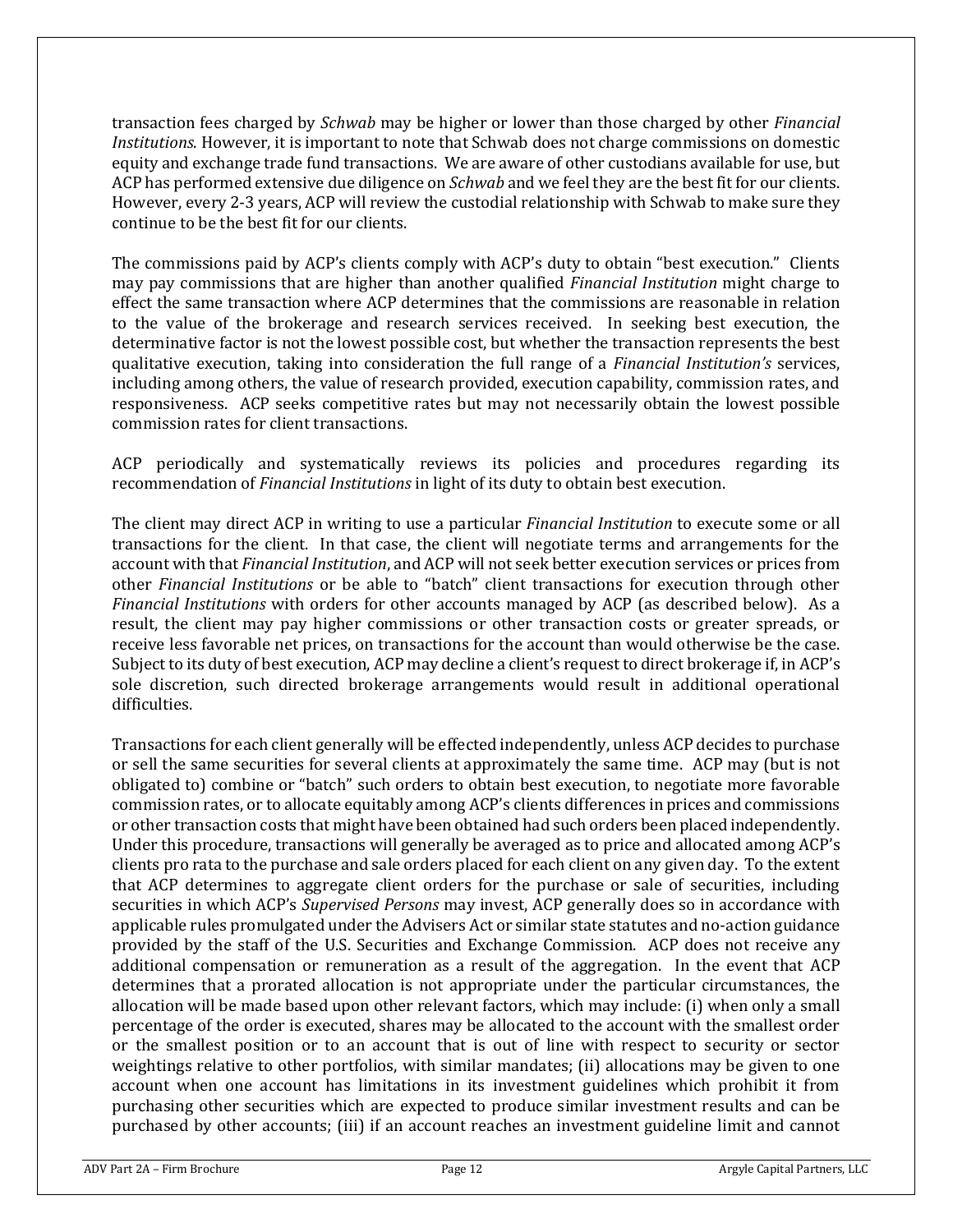transaction fees charged by *Schwab* may be higher or lower than those charged by other *Financial Institutions*. However, it is important to note that Schwab does not charge commissions on domestic equity and exchange trade fund transactions. We are aware of other custodians available for use, but ACP has performed extensive due diligence on *Schwab* and we feel they are the best fit for our clients. However, every 2-3 years, ACP will review the custodial relationship with Schwab to make sure they continue to be the best fit for our clients.

The commissions paid by ACP's clients comply with ACP's duty to obtain "best execution." Clients may pay commissions that are higher than another qualified *Financial Institution* might charge to effect the same transaction where ACP determines that the commissions are reasonable in relation to the value of the brokerage and research services received. In seeking best execution, the determinative factor is not the lowest possible cost, but whether the transaction represents the best qualitative execution, taking into consideration the full range of a *Financial Institution's* services, including among others, the value of research provided, execution capability, commission rates, and responsiveness. ACP seeks competitive rates but may not necessarily obtain the lowest possible commission rates for client transactions.

ACP periodically and systematically reviews its policies and procedures regarding its recommendation of *Financial Institutions* in light of its duty to obtain best execution.

The client may direct ACP in writing to use a particular *Financial Institution* to execute some or all transactions for the client. In that case, the client will negotiate terms and arrangements for the account with that *Financial Institution*, and ACP will not seek better execution services or prices from other *Financial Institutions* or be able to "batch" client transactions for execution through other *Financial Institutions* with orders for other accounts managed by ACP (as described below). As a result, the client may pay higher commissions or other transaction costs or greater spreads, or receive less favorable net prices, on transactions for the account than would otherwise be the case. Subject to its duty of best execution, ACP may decline a client's request to direct brokerage if, in ACP's sole discretion, such directed brokerage arrangements would result in additional operational difficulties.

Transactions for each client generally will be effected independently, unless ACP decides to purchase or sell the same securities for several clients at approximately the same time. ACP may (but is not obligated to) combine or "batch" such orders to obtain best execution, to negotiate more favorable commission rates, or to allocate equitably among ACP's clients differences in prices and commissions or other transaction costs that might have been obtained had such orders been placed independently. Under this procedure, transactions will generally be averaged as to price and allocated among ACP's clients pro rata to the purchase and sale orders placed for each client on any given day. To the extent that ACP determines to aggregate client orders for the purchase or sale of securities, including securities in which ACP's *Supervised Persons* may invest, ACP generally does so in accordance with applicable rules promulgated under the Advisers Act or similar state statutes and no-action guidance provided by the staff of the U.S. Securities and Exchange Commission. ACP does not receive any additional compensation or remuneration as a result of the aggregation. In the event that ACP determines that a prorated allocation is not appropriate under the particular circumstances, the allocation will be made based upon other relevant factors, which may include: (i) when only a small percentage of the order is executed, shares may be allocated to the account with the smallest order or the smallest position or to an account that is out of line with respect to security or sector weightings relative to other portfolios, with similar mandates; (ii) allocations may be given to one account when one account has limitations in its investment guidelines which prohibit it from purchasing other securities which are expected to produce similar investment results and can be purchased by other accounts; (iii) if an account reaches an investment guideline limit and cannot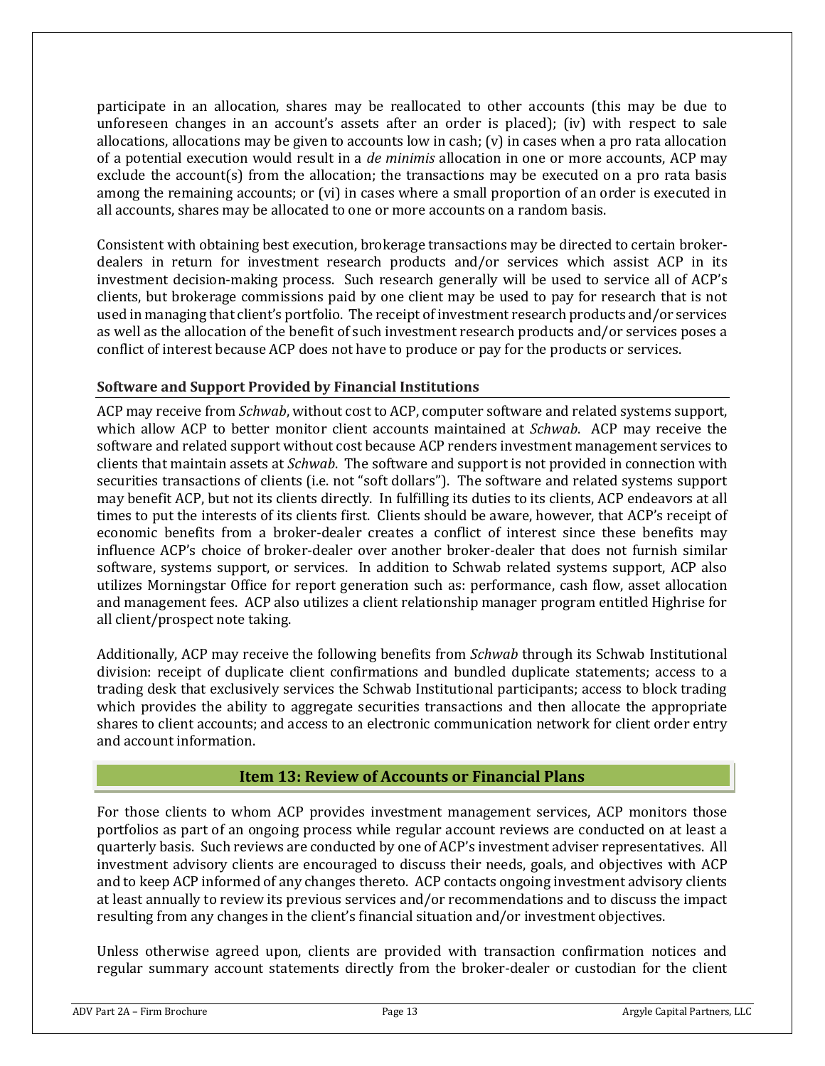participate in an allocation, shares may be reallocated to other accounts (this may be due to unforeseen changes in an account's assets after an order is placed); (iv) with respect to sale allocations, allocations may be given to accounts low in cash; (v) in cases when a pro rata allocation of a potential execution would result in a *de minimis* allocation in one or more accounts, ACP may exclude the account(s) from the allocation; the transactions may be executed on a pro rata basis among the remaining accounts; or (vi) in cases where a small proportion of an order is executed in all accounts, shares may be allocated to one or more accounts on a random basis.

Consistent with obtaining best execution, brokerage transactions may be directed to certain broker-dealers in return for investment research products and/or services which assist ACP in its investment decision-making process. Such research generally will be used to service all of ACP's clients, but brokerage commissions paid by one client may be used to pay for research that is not used in managing that client's portfolio. The receipt of investment research products and/or services as well as the allocation of the benefit of such investment research products and/or services poses a conflict of interest because ACP does not have to produce or pay for the products or services.

### Software and Support Provided by Financial Institutions

ACP may receive from *Schwab*, without cost to ACP, computer software and related systems support, which allow ACP to better monitor client accounts maintained at *Schwab*. ACP may receive the software and related support without cost because ACP renders investment management services to clients that maintain assets at *Schwab*. The software and support is not provided in connection with securities transactions of clients (i.e. not "soft dollars"). The software and related systems support may benefit ACP, but not its clients directly. In fulfilling its duties to its clients, ACP endeavors at all times to put the interests of its clients first. Clients should be aware, however, that ACP's receipt of economic benefits from a broker-dealer creates a conflict of interest since these benefits may influence ACP's choice of broker-dealer over another broker-dealer that does not furnish similar software, systems support, or services. In addition to Schwab related systems support, ACP also utilizes Morningstar Office for report generation such as: performance, cash flow, asset allocation and management fees. ACP also utilizes a client relationship manager program entitled Highrise for all client/prospect note taking.

Additionally, ACP may receive the following benefits from *Schwab* through its Schwab Institutional division: receipt of duplicate client confirmations and bundled duplicate statements; access to a trading desk that exclusively services the Schwab Institutional participants; access to block trading which provides the ability to aggregate securities transactions and then allocate the appropriate shares to client accounts; and access to an electronic communication network for client order entry and account information.

## Item 13: Review of Accounts or Financial Plans

For those clients to whom ACP provides investment management services, ACP monitors those portfolios as part of an ongoing process while regular account reviews are conducted on at least a quarterly basis. Such reviews are conducted by one of ACP's investment adviser representatives. All investment advisory clients are encouraged to discuss their needs, goals, and objectives with ACP and to keep ACP informed of any changes thereto. ACP contacts ongoing investment advisory clients at least annually to review its previous services and/or recommendations and to discuss the impact resulting from any changes in the client's financial situation and/or investment objectives.

Unless otherwise agreed upon, clients are provided with transaction confirmation notices and regular summary account statements directly from the broker-dealer or custodian for the client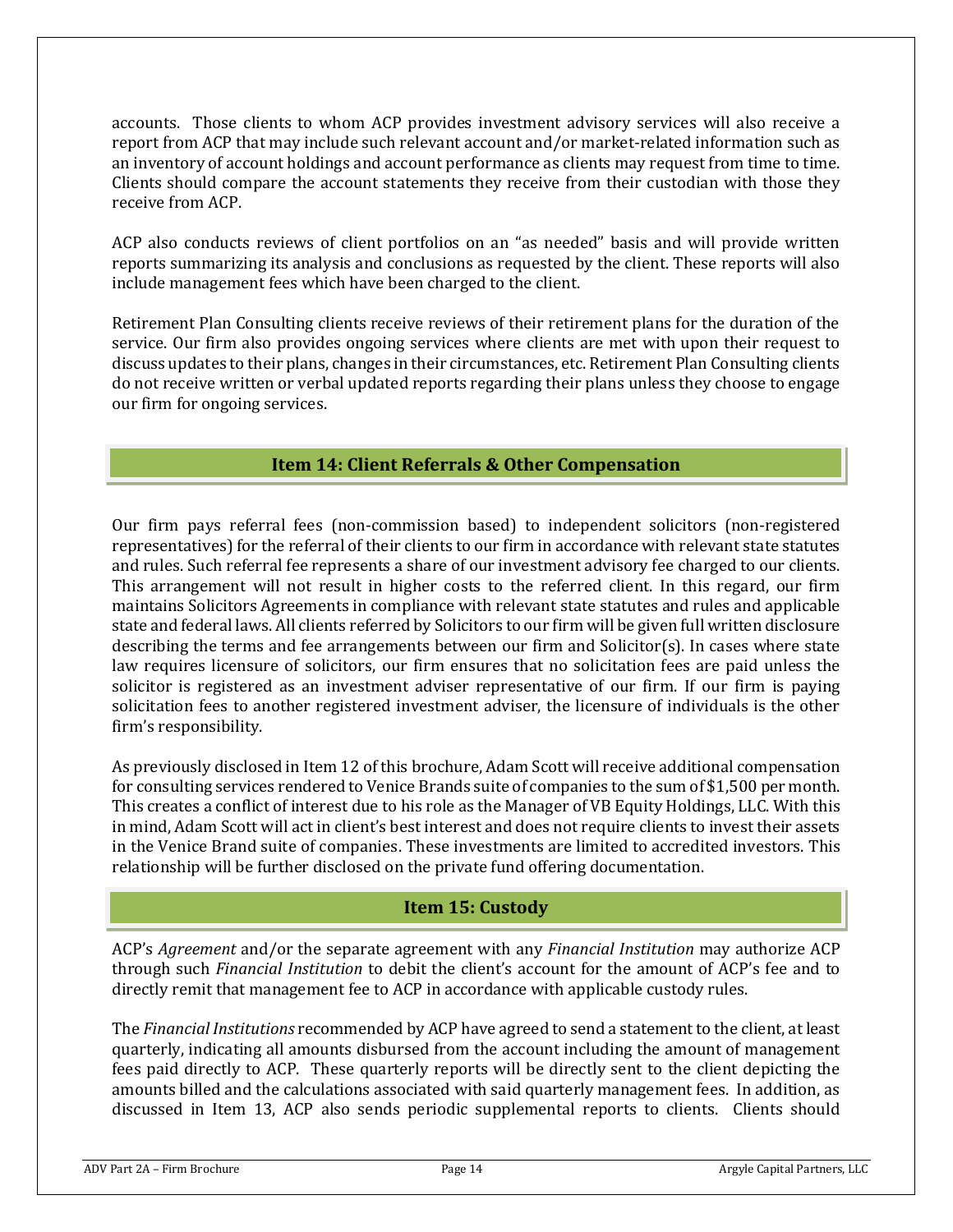accounts. Those clients to whom ACP provides investment advisory services will also receive a report from ACP that may include such relevant account and/or market-related information such as an inventory of account holdings and account performance as clients may request from time to time. Clients should compare the account statements they receive from their custodian with those they receive from ACP.

ACP also conducts reviews of client portfolios on an "as needed" basis and will provide written reports summarizing its analysis and conclusions as requested by the client. These reports will also include management fees which have been charged to the client.

Retirement Plan Consulting clients receive reviews of their retirement plans for the duration of the service. Our firm also provides ongoing services where clients are met with upon their request to discuss updates to their plans, changes in their circumstances, etc. Retirement Plan Consulting clients do not receive written or verbal updated reports regarding their plans unless they choose to engage our firm for ongoing services.

## Item 14: Client Referrals & Other Compensation

Our firm pays referral fees (non-commission based) to independent solicitors (non-registered representatives) for the referral of their clients to our firm in accordance with relevant state statutes and rules. Such referral fee represents a share of our investment advisory fee charged to our clients. This arrangement will not result in higher costs to the referred client. In this regard, our firm maintains Solicitors Agreements in compliance with relevant state statutes and rules and applicable state and federal laws. All clients referred by Solicitors to our firm will be given full written disclosure describing the terms and fee arrangements between our firm and Solicitor(s). In cases where state law requires licensure of solicitors, our firm ensures that no solicitation fees are paid unless the solicitor is registered as an investment adviser representative of our firm. If our firm is paying solicitation fees to another registered investment adviser, the licensure of individuals is the other firm's responsibility.

As previously disclosed in Item 12 of this brochure, Adam Scott will receive additional compensation for consulting services rendered to Venice Brands suite of companies to the sum of $1,500 per month. This creates a conflict of interest due to his role as the Manager of VB Equity Holdings, LLC. With this in mind, Adam Scott will act in client's best interest and does not require clients to invest their assets in the Venice Brand suite of companies. These investments are limited to accredited investors. This relationship will be further disclosed on the private fund offering documentation.

## Item 15: Custody

ACP's *Agreement* and/or the separate agreement with any *Financial Institution* may authorize ACP through such *Financial Institution* to debit the client's account for the amount of ACP's fee and to directly remit that management fee to ACP in accordance with applicable custody rules.

The *Financial Institutions* recommended by ACP have agreed to send a statement to the client, at least quarterly, indicating all amounts disbursed from the account including the amount of management fees paid directly to ACP. These quarterly reports will be directly sent to the client depicting the amounts billed and the calculations associated with said quarterly management fees. In addition, as discussed in Item 13, ACP also sends periodic supplemental reports to clients. Clients should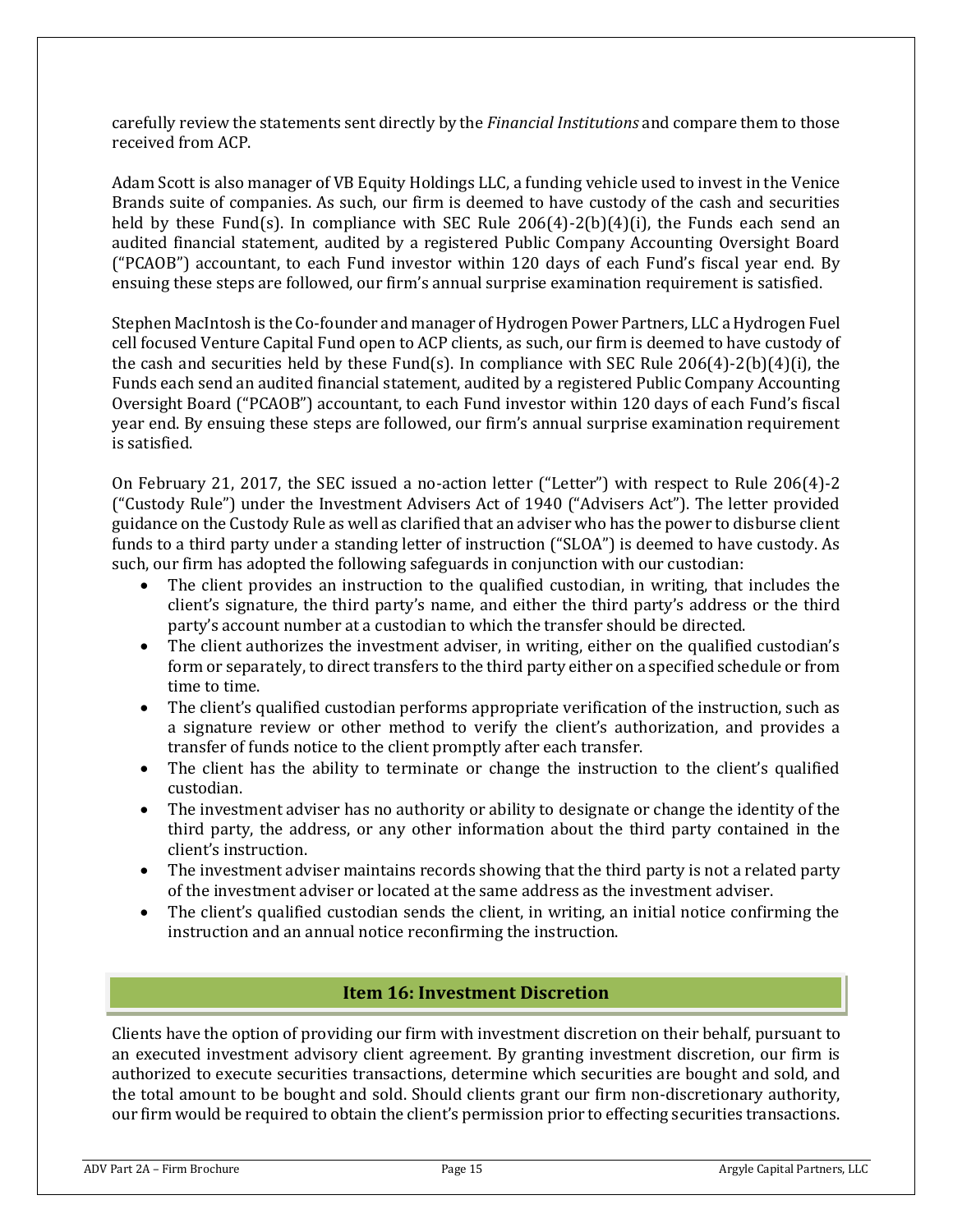carefully review the statements sent directly by the *Financial Institutions* and compare them to those received from ACP.

Adam Scott is also manager of VB Equity Holdings LLC, a funding vehicle used to invest in the Venice Brands suite of companies. As such, our firm is deemed to have custody of the cash and securities held by these Fund(s). In compliance with SEC Rule 206(4)-2(b)(4)(i), the Funds each send an audited financial statement, audited by a registered Public Company Accounting Oversight Board ("PCAOB") accountant, to each Fund investor within 120 days of each Fund's fiscal year end. By ensuing these steps are followed, our firm's annual surprise examination requirement is satisfied.

Stephen MacIntosh is the Co-founder and manager of Hydrogen Power Partners, LLC a Hydrogen Fuel cell focused Venture Capital Fund open to ACP clients, as such, our firm is deemed to have custody of the cash and securities held by these Fund(s). In compliance with SEC Rule 206(4)-2(b)(4)(i), the Funds each send an audited financial statement, audited by a registered Public Company Accounting Oversight Board ("PCAOB") accountant, to each Fund investor within 120 days of each Fund's fiscal year end. By ensuing these steps are followed, our firm's annual surprise examination requirement is satisfied.

On February 21, 2017, the SEC issued a no-action letter ("Letter") with respect to Rule 206(4)-2 ("Custody Rule") under the Investment Advisers Act of 1940 ("Advisers Act"). The letter provided guidance on the Custody Rule as well as clarified that an adviser who has the power to disburse client funds to a third party under a standing letter of instruction ("SLOA") is deemed to have custody. As such, our firm has adopted the following safeguards in conjunction with our custodian:

- The client provides an instruction to the qualified custodian, in writing, that includes the client's signature, the third party's name, and either the third party's address or the third party's account number at a custodian to which the transfer should be directed.
- The client authorizes the investment adviser, in writing, either on the qualified custodian's form or separately, to direct transfers to the third party either on a specified schedule or from time to time.
- The client's qualified custodian performs appropriate verification of the instruction, such as a signature review or other method to verify the client's authorization, and provides a transfer of funds notice to the client promptly after each transfer.
- The client has the ability to terminate or change the instruction to the client's qualified custodian.
- The investment adviser has no authority or ability to designate or change the identity of the third party, the address, or any other information about the third party contained in the client's instruction.
- The investment adviser maintains records showing that the third party is not a related party of the investment adviser or located at the same address as the investment adviser.
- The client's qualified custodian sends the client, in writing, an initial notice confirming the instruction and an annual notice reconfirming the instruction.

## Item 16: Investment Discretion

Clients have the option of providing our firm with investment discretion on their behalf, pursuant to an executed investment advisory client agreement. By granting investment discretion, our firm is authorized to execute securities transactions, determine which securities are bought and sold, and the total amount to be bought and sold. Should clients grant our firm non-discretionary authority, our firm would be required to obtain the client's permission prior to effecting securities transactions.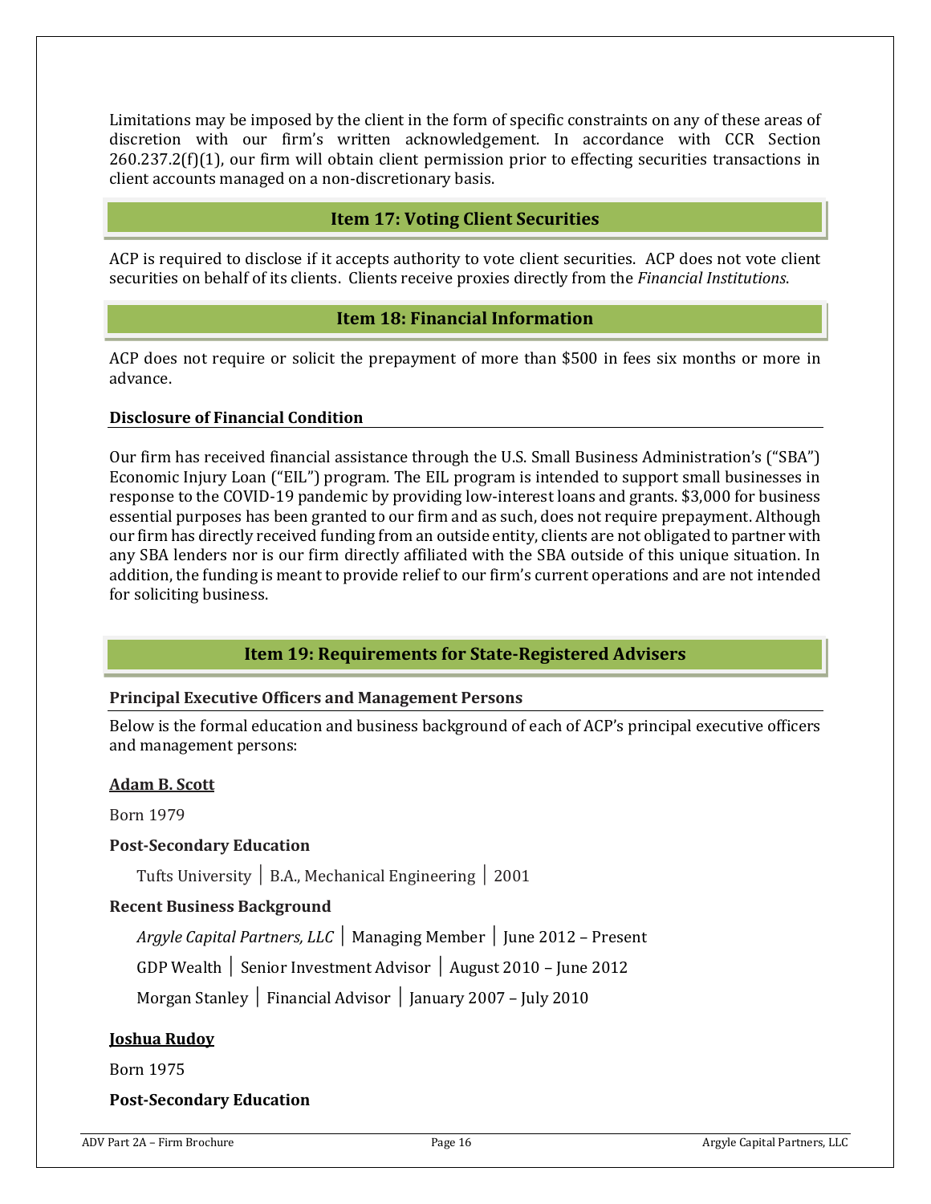Limitations may be imposed by the client in the form of specific constraints on any of these areas of discretion with our firm's written acknowledgement. In accordance with CCR Section 260.237.2(f)(1), our firm will obtain client permission prior to effecting securities transactions in client accounts managed on a non-discretionary basis.

## Item 17: Voting Client Securities

ACP is required to disclose if it accepts authority to vote client securities. ACP does not vote client securities on behalf of its clients. Clients receive proxies directly from the *Financial Institutions*.

## Item 18: Financial Information

ACP does not require or solicit the prepayment of more than $500 in fees six months or more in advance.

### Disclosure of Financial Condition

Our firm has received financial assistance through the U.S. Small Business Administration's ("SBA") Economic Injury Loan ("EIL") program. The EIL program is intended to support small businesses in response to the COVID-19 pandemic by providing low-interest loans and grants. $3,000 for business essential purposes has been granted to our firm and as such, does not require prepayment. Although our firm has directly received funding from an outside entity, clients are not obligated to partner with any SBA lenders nor is our firm directly affiliated with the SBA outside of this unique situation. In addition, the funding is meant to provide relief to our firm's current operations and are not intended for soliciting business.

## Item 19: Requirements for State-Registered Advisers

### Principal Executive Officers and Management Persons

Below is the formal education and business background of each of ACP's principal executive officers and management persons:

**Adam B. Scott**

Born 1979

**Post-Secondary Education**

Tufts University | B.A., Mechanical Engineering | 2001

**Recent Business Background**

*Argyle Capital Partners, LLC* | Managing Member | June 2012 – Present

GDP Wealth | Senior Investment Advisor | August 2010 – June 2012

Morgan Stanley | Financial Advisor | January 2007 – July 2010

**Joshua Rudoy**

Born 1975

**Post-Secondary Education**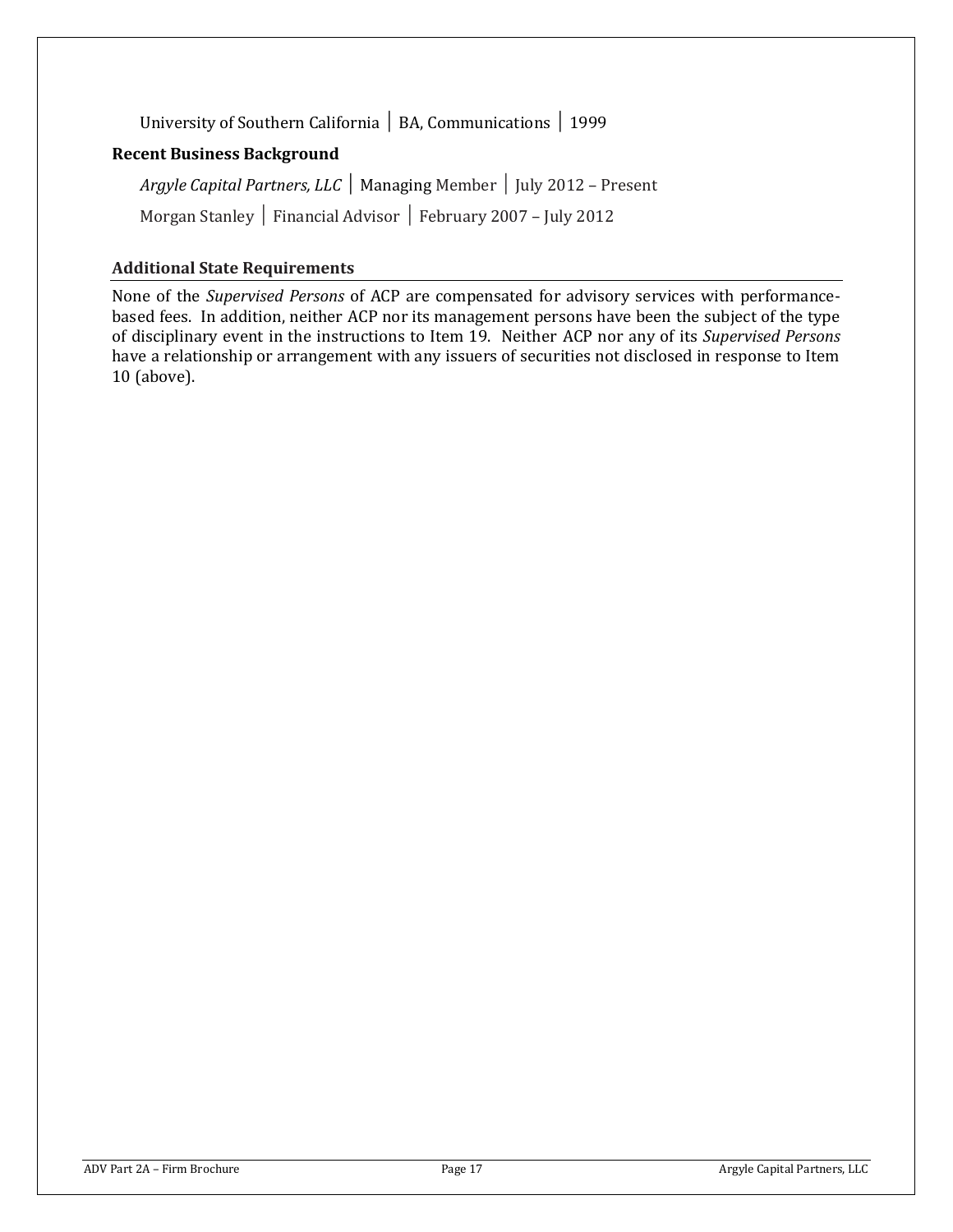University of Southern California | BA, Communications | 1999

**Recent Business Background**

*Argyle Capital Partners, LLC* | Managing Member | July 2012 – Present

Morgan Stanley | Financial Advisor | February 2007 – July 2012

**Additional State Requirements**

None of the *Supervised Persons* of ACP are compensated for advisory services with performance-based fees. In addition, neither ACP nor its management persons have been the subject of the type of disciplinary event in the instructions to Item 19. Neither ACP nor any of its *Supervised Persons* have a relationship or arrangement with any issuers of securities not disclosed in response to Item 10 (above).